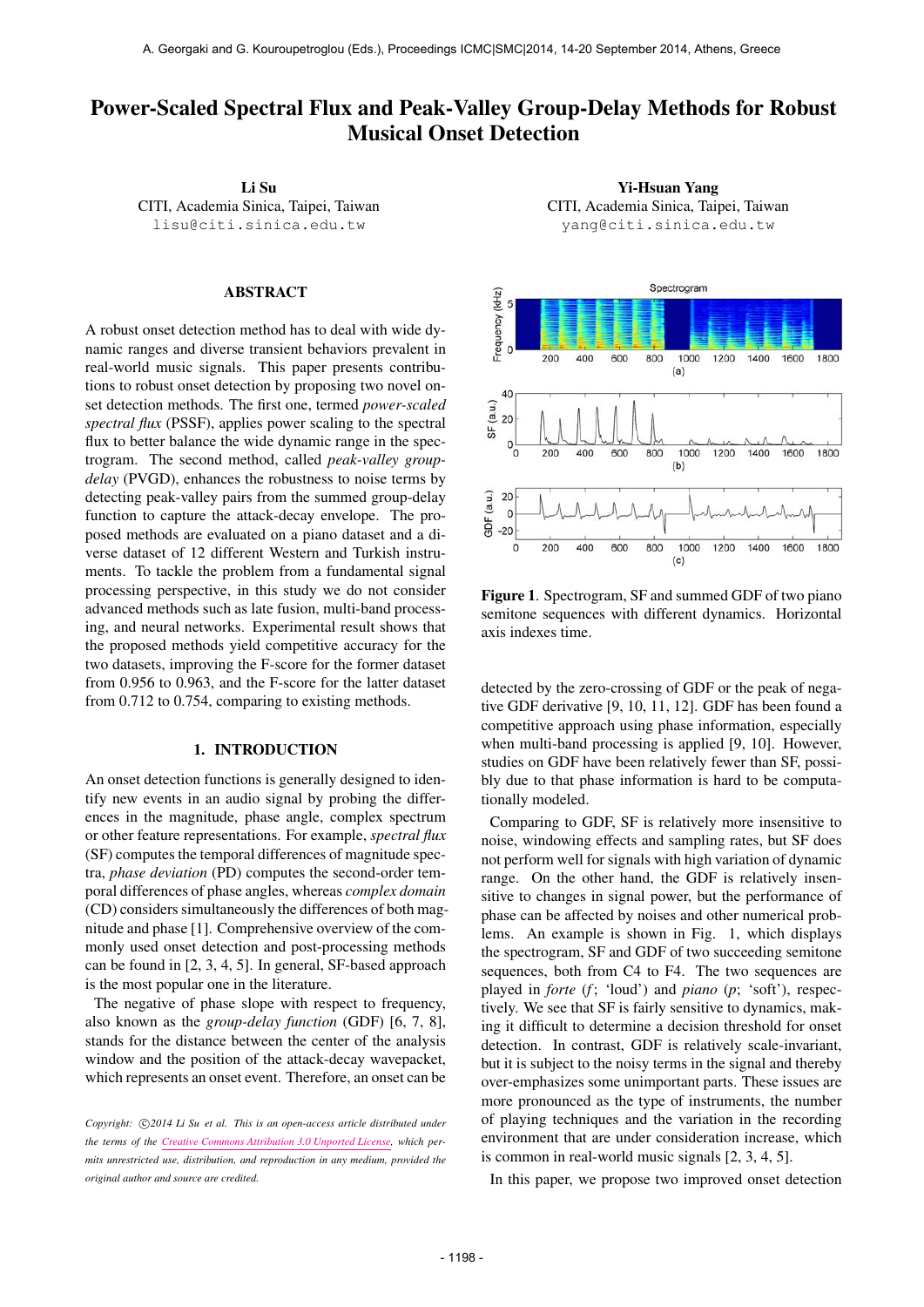# Power-Scaled Spectral Flux and Peak-Valley Group-Delay Methods for Robust Musical Onset Detection

**Li Su**
CITI, Academia Sinica, Taipei, Taiwan
lisu@citi.sinica.edu.tw

**Yi-Hsuan Yang**
CITI, Academia Sinica, Taipei, Taiwan
yang@citi.sinica.edu.tw

## ABSTRACT

A robust onset detection method has to deal with wide dynamic ranges and diverse transient behaviors prevalent in real-world music signals. This paper presents contributions to robust onset detection by proposing two novel onset detection methods. The first one, termed *power-scaled spectral flux* (PSSF), applies power scaling to the spectral flux to better balance the wide dynamic range in the spectrogram. The second method, called *peak-valley group-delay* (PVGD), enhances the robustness to noise terms by detecting peak-valley pairs from the summed group-delay function to capture the attack-decay envelope. The proposed methods are evaluated on a piano dataset and a diverse dataset of 12 different Western and Turkish instruments. To tackle the problem from a fundamental signal processing perspective, in this study we do not consider advanced methods such as late fusion, multi-band processing, and neural networks. Experimental result shows that the proposed methods yield competitive accuracy for the two datasets, improving the F-score for the former dataset from 0.956 to 0.963, and the F-score for the latter dataset from 0.712 to 0.754, comparing to existing methods.

## 1. INTRODUCTION

An onset detection functions is generally designed to identify new events in an audio signal by probing the differences in the magnitude, phase angle, complex spectrum or other feature representations. For example, *spectral flux* (SF) computes the temporal differences of magnitude spectra, *phase deviation* (PD) computes the second-order temporal differences of phase angles, whereas *complex domain* (CD) considers simultaneously the differences of both magnitude and phase [1]. Comprehensive overview of the commonly used onset detection and post-processing methods can be found in [2, 3, 4, 5]. In general, SF-based approach is the most popular one in the literature.

The negative of phase slope with respect to frequency, also known as the *group-delay function* (GDF) [6, 7, 8], stands for the distance between the center of the analysis window and the position of the attack-decay wavepacket, which represents an onset event. Therefore, an onset can be detected by the zero-crossing of GDF or the peak of negative GDF derivative [9, 10, 11, 12]. GDF has been found a competitive approach using phase information, especially when multi-band processing is applied [9, 10]. However, studies on GDF have been relatively fewer than SF, possibly due to that phase information is hard to be computationally modeled.

Comparing to GDF, SF is relatively more insensitive to noise, windowing effects and sampling rates, but SF does not perform well for signals with high variation of dynamic range. On the other hand, the GDF is relatively insensitive to changes in signal power, but the performance of phase can be affected by noises and other numerical problems. An example is shown in Fig. 1, which displays the spectrogram, SF and GDF of two succeeding semitone sequences, both from C4 to F4. The two sequences are played in *forte* (*f*; 'loud') and *piano* (*p*; 'soft'), respectively. We see that SF is fairly sensitive to dynamics, making it difficult to determine a decision threshold for onset detection. In contrast, GDF is relatively scale-invariant, but it is subject to the noisy terms in the signal and thereby over-emphasizes some unimportant parts. These issues are more pronounced as the type of instruments, the number of playing techniques and the variation in the recording environment that are under consideration increase, which is common in real-world music signals [2, 3, 4, 5].

**Figure 1**. Spectrogram, SF and summed GDF of two piano semitone sequences with different dynamics. Horizontal axis indexes time.

In this paper, we propose two improved onset detection

*Copyright: ©2014 Li Su et al. This is an open-access article distributed under the terms of the Creative Commons Attribution 3.0 Unported License, which permits unrestricted use, distribution, and reproduction in any medium, provided the original author and source are credited.*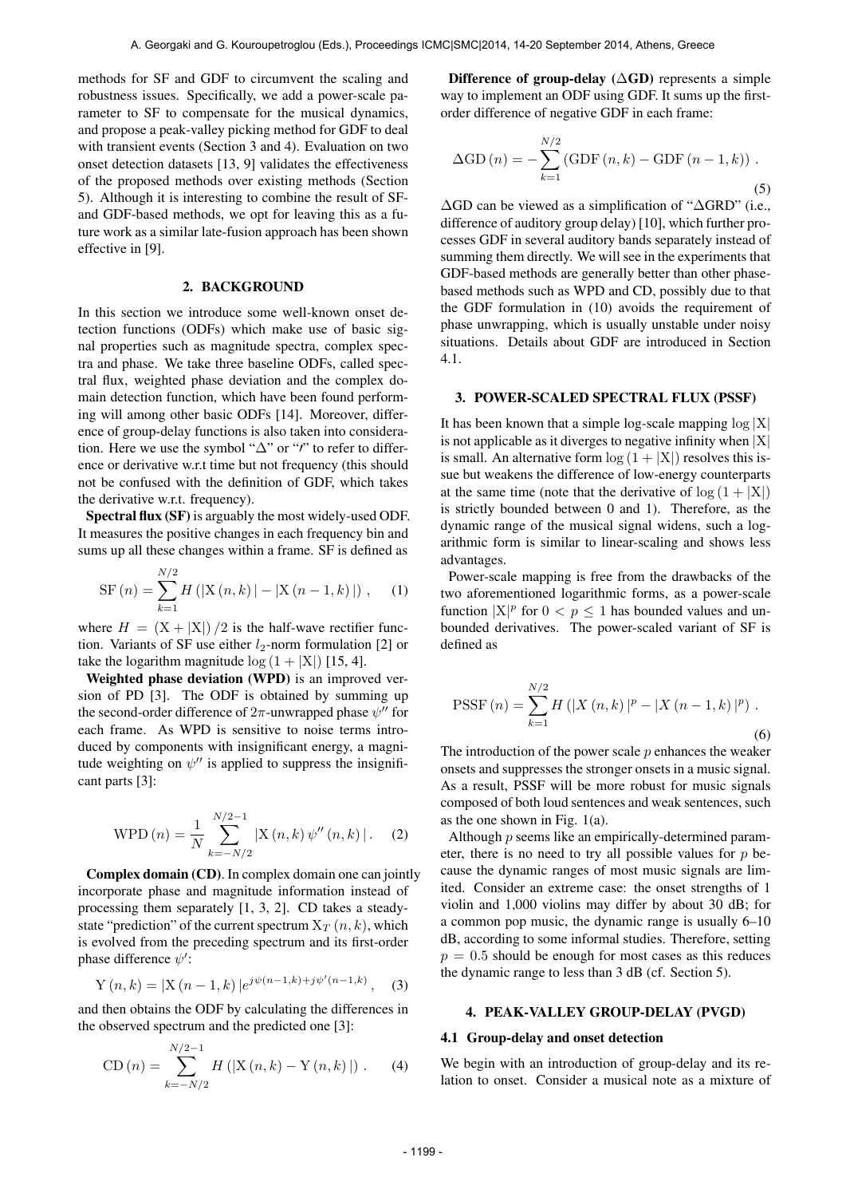methods for SF and GDF to circumvent the scaling and robustness issues. Specifically, we add a power-scale parameter to SF to compensate for the musical dynamics, and propose a peak-valley picking method for GDF to deal with transient events (Section 3 and 4). Evaluation on two onset detection datasets [13, 9] validates the effectiveness of the proposed methods over existing methods (Section 5). Although it is interesting to combine the result of SF- and GDF-based methods, we opt for leaving this as a future work as a similar late-fusion approach has been shown effective in [9].

## 2. BACKGROUND

In this section we introduce some well-known onset detection functions (ODFs) which make use of basic signal properties such as magnitude spectra, complex spectra and phase. We take three baseline ODFs, called spectral flux, weighted phase deviation and the complex domain detection function, which have been found performing will among other basic ODFs [14]. Moreover, difference of group-delay functions is also taken into consideration. Here we use the symbol "$\Delta$" or "$'$" to refer to difference or derivative w.r.t time but not frequency (this should not be confused with the definition of GDF, which takes the derivative w.r.t. frequency).

**Spectral flux (SF)** is arguably the most widely-used ODF. It measures the positive changes in each frequency bin and sums up all these changes within a frame. SF is defined as

$$\mathrm{SF}(n) = \sum_{k=1}^{N/2} H\left(|\mathrm{X}(n,k)| - |\mathrm{X}(n-1,k)|\right), \quad (1)$$

where $H = (\mathrm{X} + |\mathrm{X}|)/2$ is the half-wave rectifier function. Variants of SF use either $l_2$-norm formulation [2] or take the logarithm magnitude $\log(1 + |\mathrm{X}|)$ [15, 4].

**Weighted phase deviation (WPD)** is an improved version of PD [3]. The ODF is obtained by summing up the second-order difference of $2\pi$-unwrapped phase $\psi''$ for each frame. As WPD is sensitive to noise terms introduced by components with insignificant energy, a magnitude weighting on $\psi''$ is applied to suppress the insignificant parts [3]:

$$\mathrm{WPD}(n) = \frac{1}{N} \sum_{k=-N/2}^{N/2-1} |\mathrm{X}(n,k)\,\psi''(n,k)|. \quad (2)$$

**Complex domain (CD)**. In complex domain one can jointly incorporate phase and magnitude information instead of processing them separately [1, 3, 2]. CD takes a steady-state "prediction" of the current spectrum $\mathrm{X}_T(n,k)$, which is evolved from the preceding spectrum and its first-order phase difference $\psi'$:

$$\mathrm{Y}(n,k) = |\mathrm{X}(n-1,k)|\, e^{j\psi(n-1,k) + j\psi'(n-1,k)}, \quad (3)$$

and then obtains the ODF by calculating the differences in the observed spectrum and the predicted one [3]:

$$\mathrm{CD}(n) = \sum_{k=-N/2}^{N/2-1} H\left(|\mathrm{X}(n,k) - \mathrm{Y}(n,k)|\right). \quad (4)$$

**Difference of group-delay ($\Delta$GD)** represents a simple way to implement an ODF using GDF. It sums up the first-order difference of negative GDF in each frame:

$$\Delta\mathrm{GD}(n) = -\sum_{k=1}^{N/2} \left(\mathrm{GDF}(n,k) - \mathrm{GDF}(n-1,k)\right). \quad (5)$$

$\Delta$GD can be viewed as a simplification of "$\Delta$GRD" (i.e., difference of auditory group delay) [10], which further processes GDF in several auditory bands separately instead of summing them directly. We will see in the experiments that GDF-based methods are generally better than other phase-based methods such as WPD and CD, possibly due to that the GDF formulation in (10) avoids the requirement of phase unwrapping, which is usually unstable under noisy situations. Details about GDF are introduced in Section 4.1.

## 3. POWER-SCALED SPECTRAL FLUX (PSSF)

It has been known that a simple log-scale mapping $\log|\mathrm{X}|$ is not applicable as it diverges to negative infinity when $|\mathrm{X}|$ is small. An alternative form $\log(1 + |\mathrm{X}|)$ resolves this issue but weakens the difference of low-energy counterparts at the same time (note that the derivative of $\log(1 + |\mathrm{X}|)$ is strictly bounded between 0 and 1). Therefore, as the dynamic range of the musical signal widens, such a logarithmic form is similar to linear-scaling and shows less advantages.

Power-scale mapping is free from the drawbacks of the two aforementioned logarithmic forms, as a power-scale function $|\mathrm{X}|^p$ for $0 < p \leq 1$ has bounded values and unbounded derivatives. The power-scaled variant of SF is defined as

$$\mathrm{PSSF}(n) = \sum_{k=1}^{N/2} H\left(|X(n,k)|^p - |X(n-1,k)|^p\right). \quad (6)$$

The introduction of the power scale $p$ enhances the weaker onsets and suppresses the stronger onsets in a music signal. As a result, PSSF will be more robust for music signals composed of both loud sentences and weak sentences, such as the one shown in Fig. 1(a).

Although $p$ seems like an empirically-determined parameter, there is no need to try all possible values for $p$ because the dynamic ranges of most music signals are limited. Consider an extreme case: the onset strengths of 1 violin and 1,000 violins may differ by about 30 dB; for a common pop music, the dynamic range is usually 6–10 dB, according to some informal studies. Therefore, setting $p = 0.5$ should be enough for most cases as this reduces the dynamic range to less than 3 dB (cf. Section 5).

## 4. PEAK-VALLEY GROUP-DELAY (PVGD)

### 4.1 Group-delay and onset detection

We begin with an introduction of group-delay and its relation to onset. Consider a musical note as a mixture of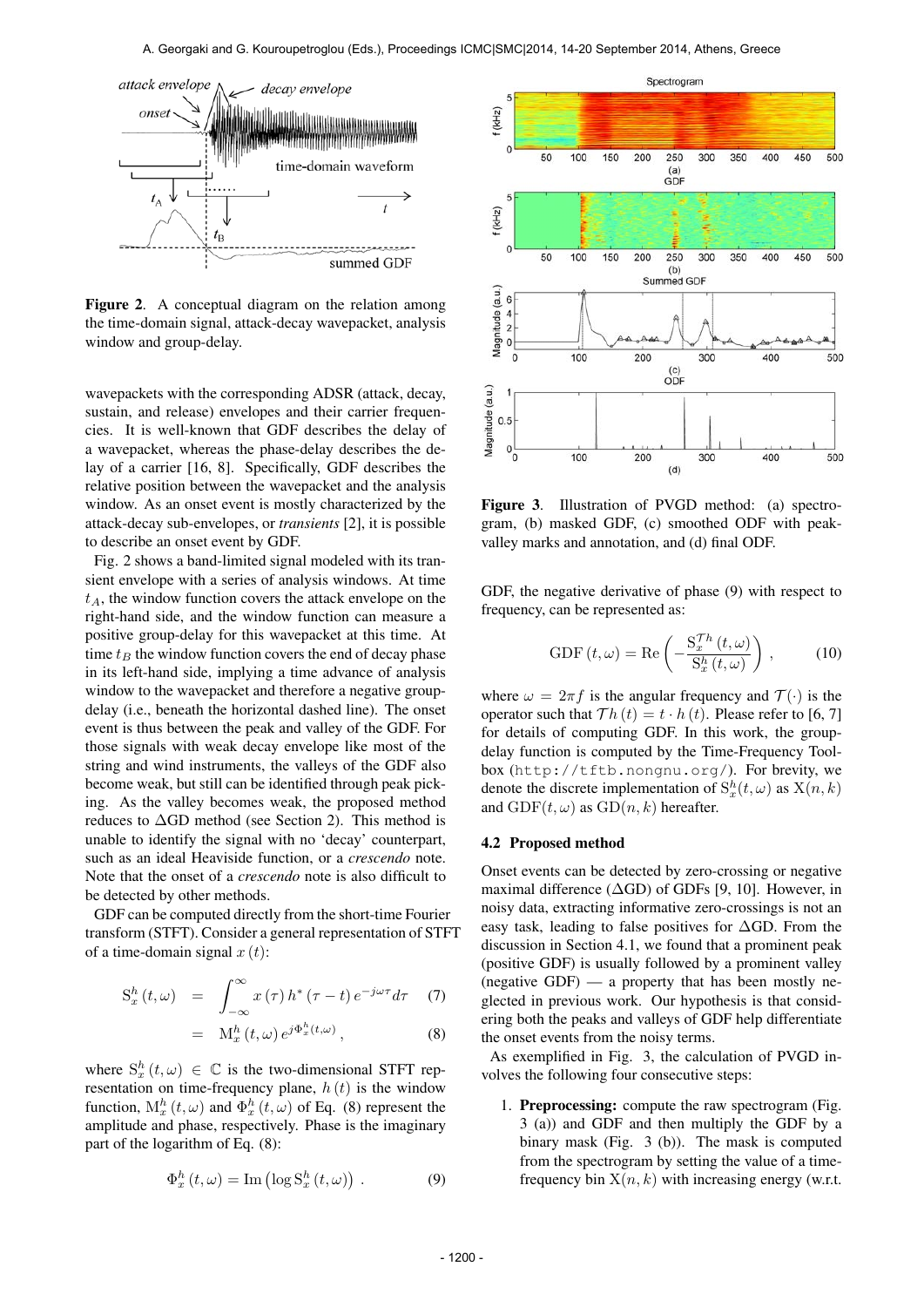Figure 2. A conceptual diagram on the relation among the time-domain signal, attack-decay wavepacket, analysis window and group-delay.

wavepackets with the corresponding ADSR (attack, decay, sustain, and release) envelopes and their carrier frequencies. It is well-known that GDF describes the delay of a wavepacket, whereas the phase-delay describes the delay of a carrier [16, 8]. Specifically, GDF describes the relative position between the wavepacket and the analysis window. As an onset event is mostly characterized by the attack-decay sub-envelopes, or *transients* [2], it is possible to describe an onset event by GDF.

Fig. 2 shows a band-limited signal modeled with its transient envelope with a series of analysis windows. At time $t_A$, the window function covers the attack envelope on the right-hand side, and the window function can measure a positive group-delay for this wavepacket at this time. At time $t_B$ the window function covers the end of decay phase in its left-hand side, implying a time advance of analysis window to the wavepacket and therefore a negative group-delay (i.e., beneath the horizontal dashed line). The onset event is thus between the peak and valley of the GDF. For those signals with weak decay envelope like most of the string and wind instruments, the valleys of the GDF also become weak, but still can be identified through peak picking. As the valley becomes weak, the proposed method reduces to $\Delta$GD method (see Section 2). This method is unable to identify the signal with no 'decay' counterpart, such as an ideal Heaviside function, or a *crescendo* note. Note that the onset of a *crescendo* note is also difficult to be detected by other methods.

GDF can be computed directly from the short-time Fourier transform (STFT). Consider a general representation of STFT of a time-domain signal $x(t)$:

$$\mathrm{S}_x^h(t,\omega) = \int_{-\infty}^{\infty} x(\tau)\, h^*(\tau - t)\, e^{-j\omega\tau} d\tau \quad (7)$$

$$= \mathrm{M}_x^h(t,\omega)\, e^{j\Phi_x^h(t,\omega)}\,, \quad (8)$$

where $\mathrm{S}_x^h(t,\omega) \in \mathbb{C}$ is the two-dimensional STFT representation on time-frequency plane, $h(t)$ is the window function, $\mathrm{M}_x^h(t,\omega)$ and $\Phi_x^h(t,\omega)$ of Eq. (8) represent the amplitude and phase, respectively. Phase is the imaginary part of the logarithm of Eq. (8):

$$\Phi_x^h(t,\omega) = \mathrm{Im}\left(\log \mathrm{S}_x^h(t,\omega)\right)\,. \quad (9)$$

Figure 3. Illustration of PVGD method: (a) spectrogram, (b) masked GDF, (c) smoothed ODF with peak-valley marks and annotation, and (d) final ODF.

GDF, the negative derivative of phase (9) with respect to frequency, can be represented as:

$$\mathrm{GDF}(t,\omega) = \mathrm{Re}\left(-\frac{\mathrm{S}_x^{\mathcal{T}h}(t,\omega)}{\mathrm{S}_x^h(t,\omega)}\right)\,, \quad (10)$$

where $\omega = 2\pi f$ is the angular frequency and $\mathcal{T}(\cdot)$ is the operator such that $\mathcal{T}h(t) = t \cdot h(t)$. Please refer to [6, 7] for details of computing GDF. In this work, the group-delay function is computed by the Time-Frequency Toolbox (`http://tftb.nongnu.org/`). For brevity, we denote the discrete implementation of $\mathrm{S}_x^h(t,\omega)$ as $\mathrm{X}(n,k)$ and $\mathrm{GDF}(t,\omega)$ as $\mathrm{GD}(n,k)$ hereafter.

### 4.2 Proposed method

Onset events can be detected by zero-crossing or negative maximal difference ($\Delta$GD) of GDFs [9, 10]. However, in noisy data, extracting informative zero-crossings is not an easy task, leading to false positives for $\Delta$GD. From the discussion in Section 4.1, we found that a prominent peak (positive GDF) is usually followed by a prominent valley (negative GDF) — a property that has been mostly neglected in previous work. Our hypothesis is that considering both the peaks and valleys of GDF help differentiate the onset events from the noisy terms.

As exemplified in Fig. 3, the calculation of PVGD involves the following four consecutive steps:

1. **Preprocessing:** compute the raw spectrogram (Fig. 3 (a)) and GDF and then multiply the GDF by a binary mask (Fig. 3 (b)). The mask is computed from the spectrogram by setting the value of a time-frequency bin $\mathrm{X}(n,k)$ with increasing energy (w.r.t.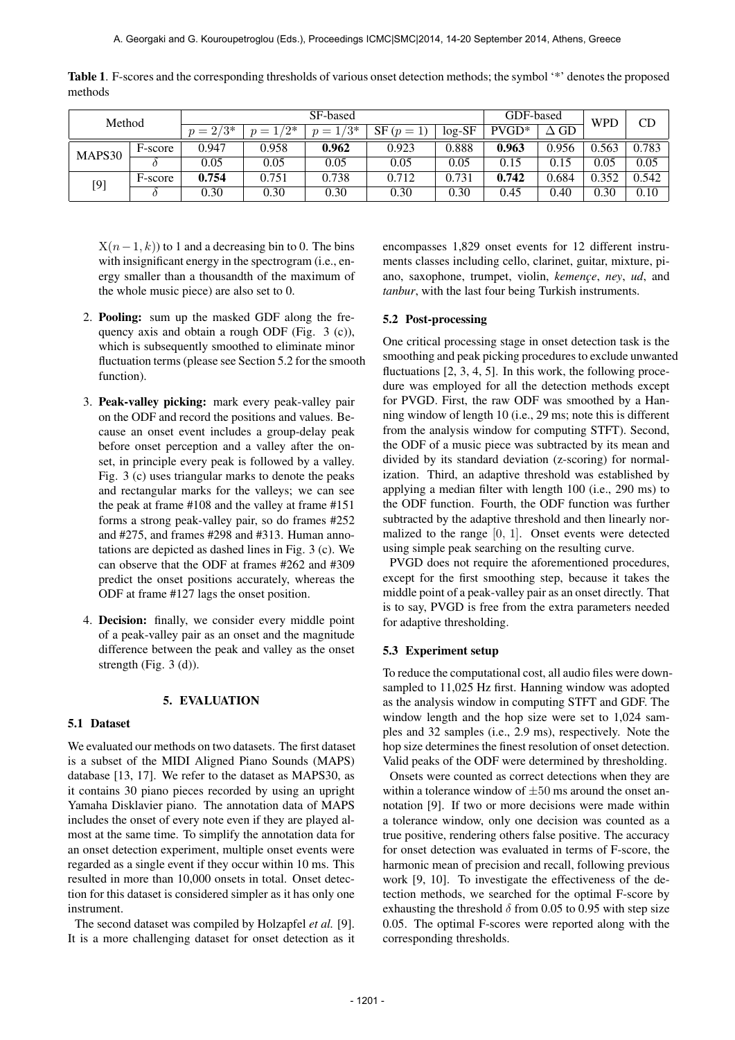**Table 1**. F-scores and the corresponding thresholds of various onset detection methods; the symbol '*' denotes the proposed methods

| Method | | SF-based | | | | | GDF-based | | WPD | CD |
|---|---|---|---|---|---|---|---|---|---|---|
| | | $p = 2/3$* | $p = 1/2$* | $p = 1/3$* | SF ($p = 1$) | log-SF | PVGD* | $\Delta$ GD | | |
| MAPS30 | F-score | 0.947 | 0.958 | **0.962** | 0.923 | 0.888 | **0.963** | 0.956 | 0.563 | 0.783 |
| | $\delta$ | 0.05 | 0.05 | 0.05 | 0.05 | 0.05 | 0.15 | 0.15 | 0.05 | 0.05 |
| [9] | F-score | **0.754** | 0.751 | 0.738 | 0.712 | 0.731 | **0.742** | 0.684 | 0.352 | 0.542 |
| | $\delta$ | 0.30 | 0.30 | 0.30 | 0.30 | 0.30 | 0.45 | 0.40 | 0.30 | 0.10 |

$X(n-1,k)$) to 1 and a decreasing bin to 0. The bins with insignificant energy in the spectrogram (i.e., energy smaller than a thousandth of the maximum of the whole music piece) are also set to 0.

2. **Pooling:** sum up the masked GDF along the frequency axis and obtain a rough ODF (Fig. 3 (c)), which is subsequently smoothed to eliminate minor fluctuation terms (please see Section 5.2 for the smooth function).

3. **Peak-valley picking:** mark every peak-valley pair on the ODF and record the positions and values. Because an onset event includes a group-delay peak before onset perception and a valley after the onset, in principle every peak is followed by a valley. Fig. 3 (c) uses triangular marks to denote the peaks and rectangular marks for the valleys; we can see the peak at frame #108 and the valley at frame #151 forms a strong peak-valley pair, so do frames #252 and #275, and frames #298 and #313. Human annotations are depicted as dashed lines in Fig. 3 (c). We can observe that the ODF at frames #262 and #309 predict the onset positions accurately, whereas the ODF at frame #127 lags the onset position.

4. **Decision:** finally, we consider every middle point of a peak-valley pair as an onset and the magnitude difference between the peak and valley as the onset strength (Fig. 3 (d)).

## 5. EVALUATION

### 5.1 Dataset

We evaluated our methods on two datasets. The first dataset is a subset of the MIDI Aligned Piano Sounds (MAPS) database [13, 17]. We refer to the dataset as MAPS30, as it contains 30 piano pieces recorded by using an upright Yamaha Disklavier piano. The annotation data of MAPS includes the onset of every note even if they are played almost at the same time. To simplify the annotation data for an onset detection experiment, multiple onset events were regarded as a single event if they occur within 10 ms. This resulted in more than 10,000 onsets in total. Onset detection for this dataset is considered simpler as it has only one instrument.

The second dataset was compiled by Holzapfel *et al.* [9]. It is a more challenging dataset for onset detection as it encompasses 1,829 onset events for 12 different instruments classes including cello, clarinet, guitar, mixture, piano, saxophone, trumpet, violin, *kemençe*, *ney*, *ud*, and *tanbur*, with the last four being Turkish instruments.

### 5.2 Post-processing

One critical processing stage in onset detection task is the smoothing and peak picking procedures to exclude unwanted fluctuations [2, 3, 4, 5]. In this work, the following procedure was employed for all the detection methods except for PVGD. First, the raw ODF was smoothed by a Hanning window of length 10 (i.e., 29 ms; note this is different from the analysis window for computing STFT). Second, the ODF of a music piece was subtracted by its mean and divided by its standard deviation (z-scoring) for normalization. Third, an adaptive threshold was established by applying a median filter with length 100 (i.e., 290 ms) to the ODF function. Fourth, the ODF function was further subtracted by the adaptive threshold and then linearly normalized to the range $[0, 1]$. Onset events were detected using simple peak searching on the resulting curve.

PVGD does not require the aforementioned procedures, except for the first smoothing step, because it takes the middle point of a peak-valley pair as an onset directly. That is to say, PVGD is free from the extra parameters needed for adaptive thresholding.

### 5.3 Experiment setup

To reduce the computational cost, all audio files were downsampled to 11,025 Hz first. Hanning window was adopted as the analysis window in computing STFT and GDF. The window length and the hop size were set to 1,024 samples and 32 samples (i.e., 2.9 ms), respectively. Note the hop size determines the finest resolution of onset detection. Valid peaks of the ODF were determined by thresholding.

Onsets were counted as correct detections when they are within a tolerance window of $\pm 50$ ms around the onset annotation [9]. If two or more decisions were made within a tolerance window, only one decision was counted as a true positive, rendering others false positive. The accuracy for onset detection was evaluated in terms of F-score, the harmonic mean of precision and recall, following previous work [9, 10]. To investigate the effectiveness of the detection methods, we searched for the optimal F-score by exhausting the threshold $\delta$ from 0.05 to 0.95 with step size 0.05. The optimal F-scores were reported along with the corresponding thresholds.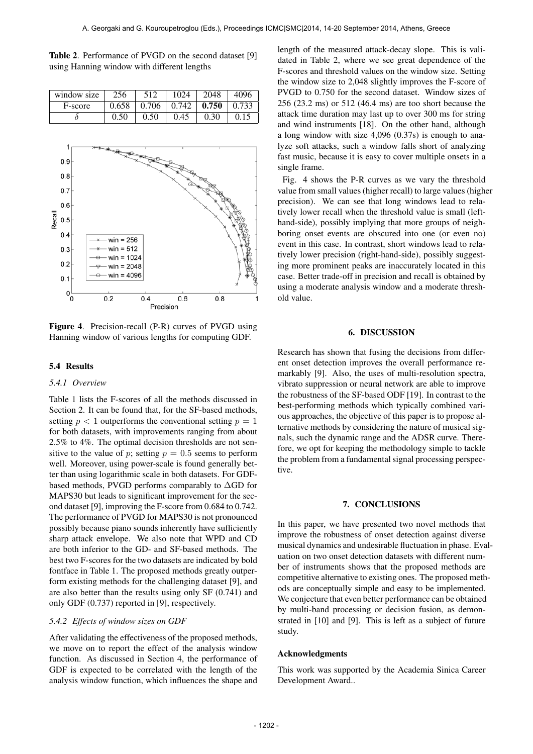**Table 2**. Performance of PVGD on the second dataset [9] using Hanning window with different lengths

| window size | 256 | 512 | 1024 | 2048 | 4096 |
|---|---|---|---|---|---|
| F-score | 0.658 | 0.706 | 0.742 | **0.750** | 0.733 |
| $\delta$ | 0.50 | 0.50 | 0.45 | 0.30 | 0.15 |

**Figure 4**. Precision-recall (P-R) curves of PVGD using Hanning window of various lengths for computing GDF.

### 5.4 Results

#### *5.4.1 Overview*

Table 1 lists the F-scores of all the methods discussed in Section 2. It can be found that, for the SF-based methods, setting $p < 1$ outperforms the conventional setting $p = 1$ for both datasets, with improvements ranging from about 2.5% to 4%. The optimal decision thresholds are not sensitive to the value of $p$; setting $p = 0.5$ seems to perform well. Moreover, using power-scale is found generally better than using logarithmic scale in both datasets. For GDF-based methods, PVGD performs comparably to $\Delta$GD for MAPS30 but leads to significant improvement for the second dataset [9], improving the F-score from 0.684 to 0.742. The performance of PVGD for MAPS30 is not pronounced possibly because piano sounds inherently have sufficiently sharp attack envelope. We also note that WPD and CD are both inferior to the GD- and SF-based methods. The best two F-scores for the two datasets are indicated by bold fontface in Table 1. The proposed methods greatly outperform existing methods for the challenging dataset [9], and are also better than the results using only SF (0.741) and only GDF (0.737) reported in [9], respectively.

#### *5.4.2 Effects of window sizes on GDF*

After validating the effectiveness of the proposed methods, we move on to report the effect of the analysis window function. As discussed in Section 4, the performance of GDF is expected to be correlated with the length of the analysis window function, which influences the shape and length of the measured attack-decay slope. This is validated in Table 2, where we see great dependence of the F-scores and threshold values on the window size. Setting the window size to 2,048 slightly improves the F-score of PVGD to 0.750 for the second dataset. Window sizes of 256 (23.2 ms) or 512 (46.4 ms) are too short because the attack time duration may last up to over 300 ms for string and wind instruments [18]. On the other hand, although a long window with size 4,096 (0.37s) is enough to analyze soft attacks, such a window falls short of analyzing fast music, because it is easy to cover multiple onsets in a single frame.

Fig. 4 shows the P-R curves as we vary the threshold value from small values (higher recall) to large values (higher precision). We can see that long windows lead to relatively lower recall when the threshold value is small (left-hand-side), possibly implying that more groups of neighboring onset events are obscured into one (or even no) event in this case. In contrast, short windows lead to relatively lower precision (right-hand-side), possibly suggesting more prominent peaks are inaccurately located in this case. Better trade-off in precision and recall is obtained by using a moderate analysis window and a moderate threshold value.

## 6. DISCUSSION

Research has shown that fusing the decisions from different onset detection improves the overall performance remarkably [9]. Also, the uses of multi-resolution spectra, vibrato suppression or neural network are able to improve the robustness of the SF-based ODF [19]. In contrast to the best-performing methods which typically combined various approaches, the objective of this paper is to propose alternative methods by considering the nature of musical signals, such the dynamic range and the ADSR curve. Therefore, we opt for keeping the methodology simple to tackle the problem from a fundamental signal processing perspective.

## 7. CONCLUSIONS

In this paper, we have presented two novel methods that improve the robustness of onset detection against diverse musical dynamics and undesirable fluctuation in phase. Evaluation on two onset detection datasets with different number of instruments shows that the proposed methods are competitive alternative to existing ones. The proposed methods are conceptually simple and easy to be implemented. We conjecture that even better performance can be obtained by multi-band processing or decision fusion, as demonstrated in [10] and [9]. This is left as a subject of future study.

### Acknowledgments

This work was supported by the Academia Sinica Career Development Award..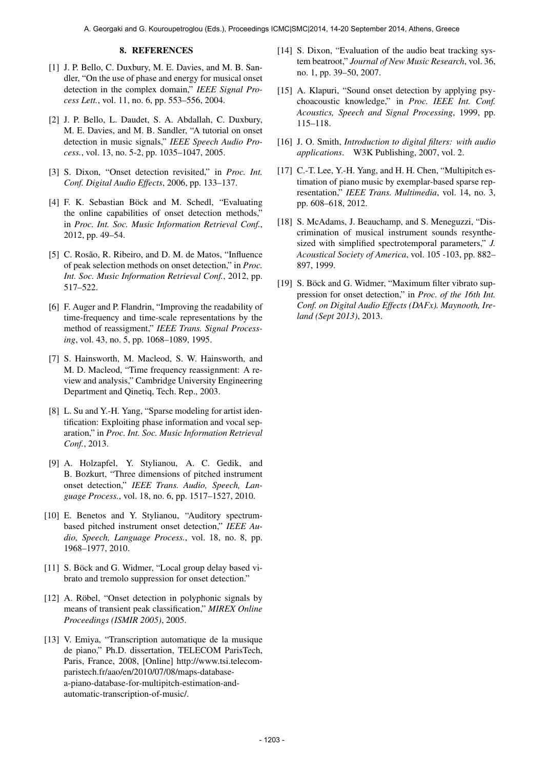## 8. REFERENCES

[1] J. P. Bello, C. Duxbury, M. E. Davies, and M. B. Sandler, "On the use of phase and energy for musical onset detection in the complex domain," *IEEE Signal Process Lett.*, vol. 11, no. 6, pp. 553–556, 2004.

[2] J. P. Bello, L. Daudet, S. A. Abdallah, C. Duxbury, M. E. Davies, and M. B. Sandler, "A tutorial on onset detection in music signals," *IEEE Speech Audio Process.*, vol. 13, no. 5-2, pp. 1035–1047, 2005.

[3] S. Dixon, "Onset detection revisited," in *Proc. Int. Conf. Digital Audio Effects*, 2006, pp. 133–137.

[4] F. K. Sebastian Böck and M. Schedl, "Evaluating the online capabilities of onset detection methods," in *Proc. Int. Soc. Music Information Retrieval Conf.*, 2012, pp. 49–54.

[5] C. Rosão, R. Ribeiro, and D. M. de Matos, "Influence of peak selection methods on onset detection," in *Proc. Int. Soc. Music Information Retrieval Conf.*, 2012, pp. 517–522.

[6] F. Auger and P. Flandrin, "Improving the readability of time-frequency and time-scale representations by the method of reassigment," *IEEE Trans. Signal Processing*, vol. 43, no. 5, pp. 1068–1089, 1995.

[7] S. Hainsworth, M. Macleod, S. W. Hainsworth, and M. D. Macleod, "Time frequency reassignment: A review and analysis," Cambridge University Engineering Department and Qinetiq, Tech. Rep., 2003.

[8] L. Su and Y.-H. Yang, "Sparse modeling for artist identification: Exploiting phase information and vocal separation," in *Proc. Int. Soc. Music Information Retrieval Conf.*, 2013.

[9] A. Holzapfel, Y. Stylianou, A. C. Gedik, and B. Bozkurt, "Three dimensions of pitched instrument onset detection," *IEEE Trans. Audio, Speech, Language Process.*, vol. 18, no. 6, pp. 1517–1527, 2010.

[10] E. Benetos and Y. Stylianou, "Auditory spectrum-based pitched instrument onset detection," *IEEE Audio, Speech, Language Process.*, vol. 18, no. 8, pp. 1968–1977, 2010.

[11] S. Böck and G. Widmer, "Local group delay based vibrato and tremolo suppression for onset detection."

[12] A. Röbel, "Onset detection in polyphonic signals by means of transient peak classification," *MIREX Online Proceedings (ISMIR 2005)*, 2005.

[13] V. Emiya, "Transcription automatique de la musique de piano," Ph.D. dissertation, TELECOM ParisTech, Paris, France, 2008, [Online] http://www.tsi.telecom-paristech.fr/aao/en/2010/07/08/maps-database-a-piano-database-for-multipitch-estimation-and-automatic-transcription-of-music/.

[14] S. Dixon, "Evaluation of the audio beat tracking system beatroot," *Journal of New Music Research*, vol. 36, no. 1, pp. 39–50, 2007.

[15] A. Klapuri, "Sound onset detection by applying psychoacoustic knowledge," in *Proc. IEEE Int. Conf. Acoustics, Speech and Signal Processing*, 1999, pp. 115–118.

[16] J. O. Smith, *Introduction to digital filters: with audio applications*. W3K Publishing, 2007, vol. 2.

[17] C.-T. Lee, Y.-H. Yang, and H. H. Chen, "Multipitch estimation of piano music by exemplar-based sparse representation," *IEEE Trans. Multimedia*, vol. 14, no. 3, pp. 608–618, 2012.

[18] S. McAdams, J. Beauchamp, and S. Meneguzzi, "Discrimination of musical instrument sounds resynthesized with simplified spectrotemporal parameters," *J. Acoustical Society of America*, vol. 105 -103, pp. 882–897, 1999.

[19] S. Böck and G. Widmer, "Maximum filter vibrato suppression for onset detection," in *Proc. of the 16th Int. Conf. on Digital Audio Effects (DAFx). Maynooth, Ireland (Sept 2013)*, 2013.